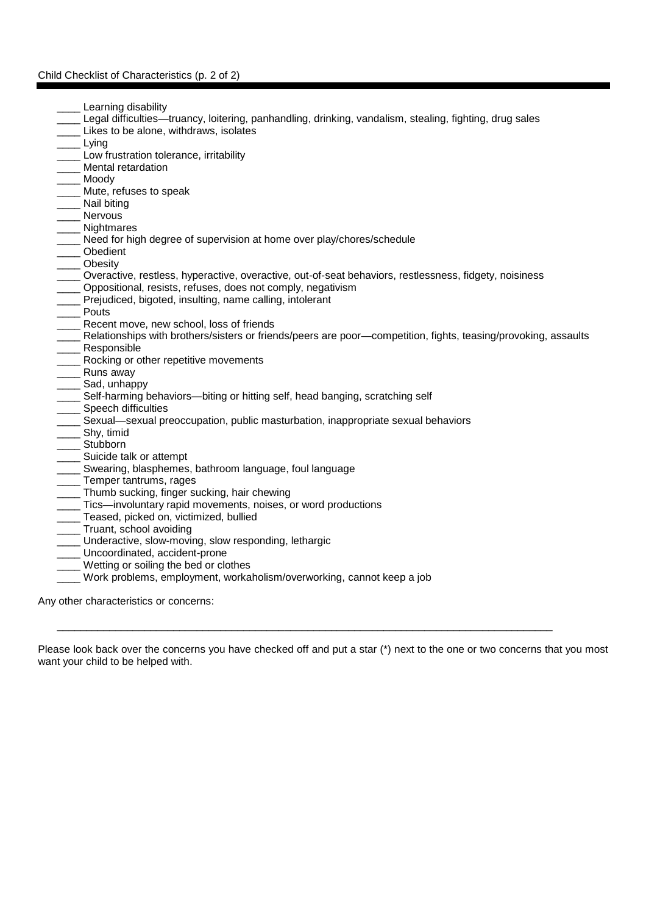Child Checklist of Characteristics (p. 2 of 2)

____ Learning disability
____ Legal difficulties—truancy, loitering, panhandling, drinking, vandalism, stealing, fighting, drug sales
____ Likes to be alone, withdraws, isolates
____ Lying
____ Low frustration tolerance, irritability
____ Mental retardation
____ Moody
____ Mute, refuses to speak
____ Nail biting
____ Nervous
____ Nightmares
____ Need for high degree of supervision at home over play/chores/schedule
____ Obedient
____ Obesity
____ Overactive, restless, hyperactive, overactive, out-of-seat behaviors, restlessness, fidgety, noisiness
____ Oppositional, resists, refuses, does not comply, negativism
____ Prejudiced, bigoted, insulting, name calling, intolerant
____ Pouts
____ Recent move, new school, loss of friends
____ Relationships with brothers/sisters or friends/peers are poor—competition, fights, teasing/provoking, assaults
____ Responsible
____ Rocking or other repetitive movements
____ Runs away
____ Sad, unhappy
____ Self-harming behaviors—biting or hitting self, head banging, scratching self
____ Speech difficulties
____ Sexual—sexual preoccupation, public masturbation, inappropriate sexual behaviors
____ Shy, timid
____ Stubborn
____ Suicide talk or attempt
____ Swearing, blasphemes, bathroom language, foul language
____ Temper tantrums, rages
____ Thumb sucking, finger sucking, hair chewing
____ Tics—involuntary rapid movements, noises, or word productions
____ Teased, picked on, victimized, bullied
____ Truant, school avoiding
____ Underactive, slow-moving, slow responding, lethargic
____ Uncoordinated, accident-prone
____ Wetting or soiling the bed or clothes
____ Work problems, employment, workaholism/overworking, cannot keep a job

Any other characteristics or concerns:

_______________________________________________________________________________________

Please look back over the concerns you have checked off and put a star (*) next to the one or two concerns that you most want your child to be helped with.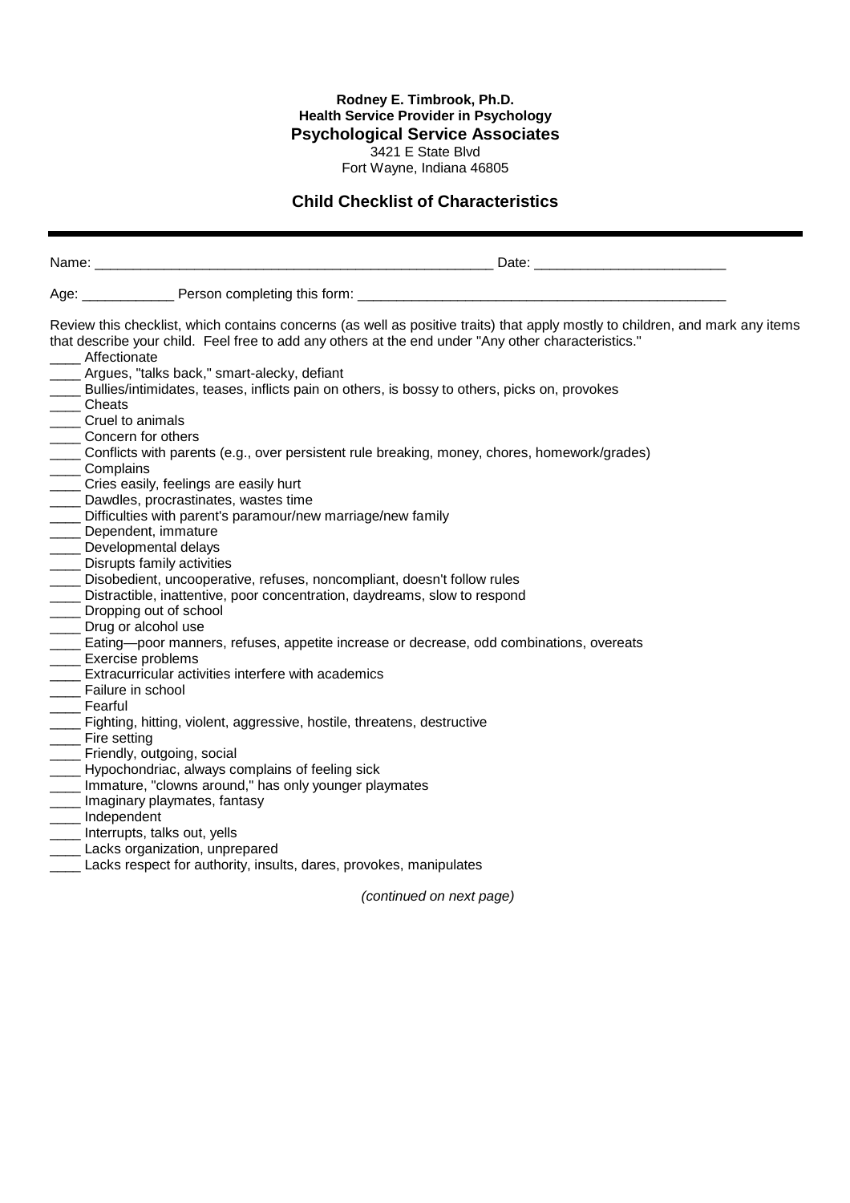**Rodney E. Timbrook, Ph.D.**
**Health Service Provider in Psychology**
**Psychological Service Associates**
3421 E State Blvd
Fort Wayne, Indiana 46805

## Child Checklist of Characteristics

---

Name: _____________________________________________________ Date: _________________________

Age: ____________ Person completing this form: __________________________________________________

Review this checklist, which contains concerns (as well as positive traits) that apply mostly to children, and mark any items that describe your child. Feel free to add any others at the end under "Any other characteristics."

____ Affectionate
____ Argues, "talks back," smart-alecky, defiant
____ Bullies/intimidates, teases, inflicts pain on others, is bossy to others, picks on, provokes
____ Cheats
____ Cruel to animals
____ Concern for others
____ Conflicts with parents (e.g., over persistent rule breaking, money, chores, homework/grades)
____ Complains
____ Cries easily, feelings are easily hurt
____ Dawdles, procrastinates, wastes time
____ Difficulties with parent's paramour/new marriage/new family
____ Dependent, immature
____ Developmental delays
____ Disrupts family activities
____ Disobedient, uncooperative, refuses, noncompliant, doesn't follow rules
____ Distractible, inattentive, poor concentration, daydreams, slow to respond
____ Dropping out of school
____ Drug or alcohol use
____ Eating—poor manners, refuses, appetite increase or decrease, odd combinations, overeats
____ Exercise problems
____ Extracurricular activities interfere with academics
____ Failure in school
____ Fearful
____ Fighting, hitting, violent, aggressive, hostile, threatens, destructive
____ Fire setting
____ Friendly, outgoing, social
____ Hypochondriac, always complains of feeling sick
____ Immature, "clowns around," has only younger playmates
____ Imaginary playmates, fantasy
____ Independent
____ Interrupts, talks out, yells
____ Lacks organization, unprepared
____ Lacks respect for authority, insults, dares, provokes, manipulates

*(continued on next page)*